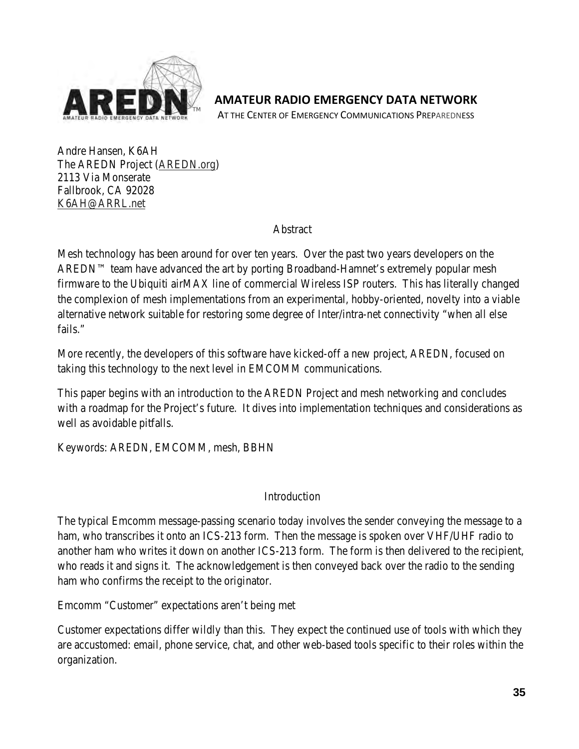**AMATEUR RADIO EMERGENCY DATA NETWORK**

AT THE CENTER OF EMERGENCY COMMUNICATIONS PREPAREDNESS

Andre Hansen, K6AH
The AREDN Project (AREDN.org)
2113 Via Monserate
Fallbrook, CA 92028
K6AH@ARRL.net

## Abstract

Mesh technology has been around for over ten years. Over the past two years developers on the AREDN™ team have advanced the art by porting Broadband-Hamnet's extremely popular mesh firmware to the Ubiquiti airMAX line of commercial Wireless ISP routers. This has literally changed the complexion of mesh implementations from an experimental, hobby-oriented, novelty into a viable alternative network suitable for restoring some degree of Inter/intra-net connectivity "when all else fails."

More recently, the developers of this software have kicked-off a new project, AREDN, focused on taking this technology to the next level in EMCOMM communications.

This paper begins with an introduction to the AREDN Project and mesh networking and concludes with a roadmap for the Project's future. It dives into implementation techniques and considerations as well as avoidable pitfalls.

Keywords: AREDN, EMCOMM, mesh, BBHN

## Introduction

The typical Emcomm message-passing scenario today involves the sender conveying the message to a ham, who transcribes it onto an ICS-213 form. Then the message is spoken over VHF/UHF radio to another ham who writes it down on another ICS-213 form. The form is then delivered to the recipient, who reads it and signs it. The acknowledgement is then conveyed back over the radio to the sending ham who confirms the receipt to the originator.

### Emcomm "Customer" expectations aren't being met

Customer expectations differ wildly than this. They expect the continued use of tools with which they are accustomed: email, phone service, chat, and other web-based tools specific to their roles within the organization.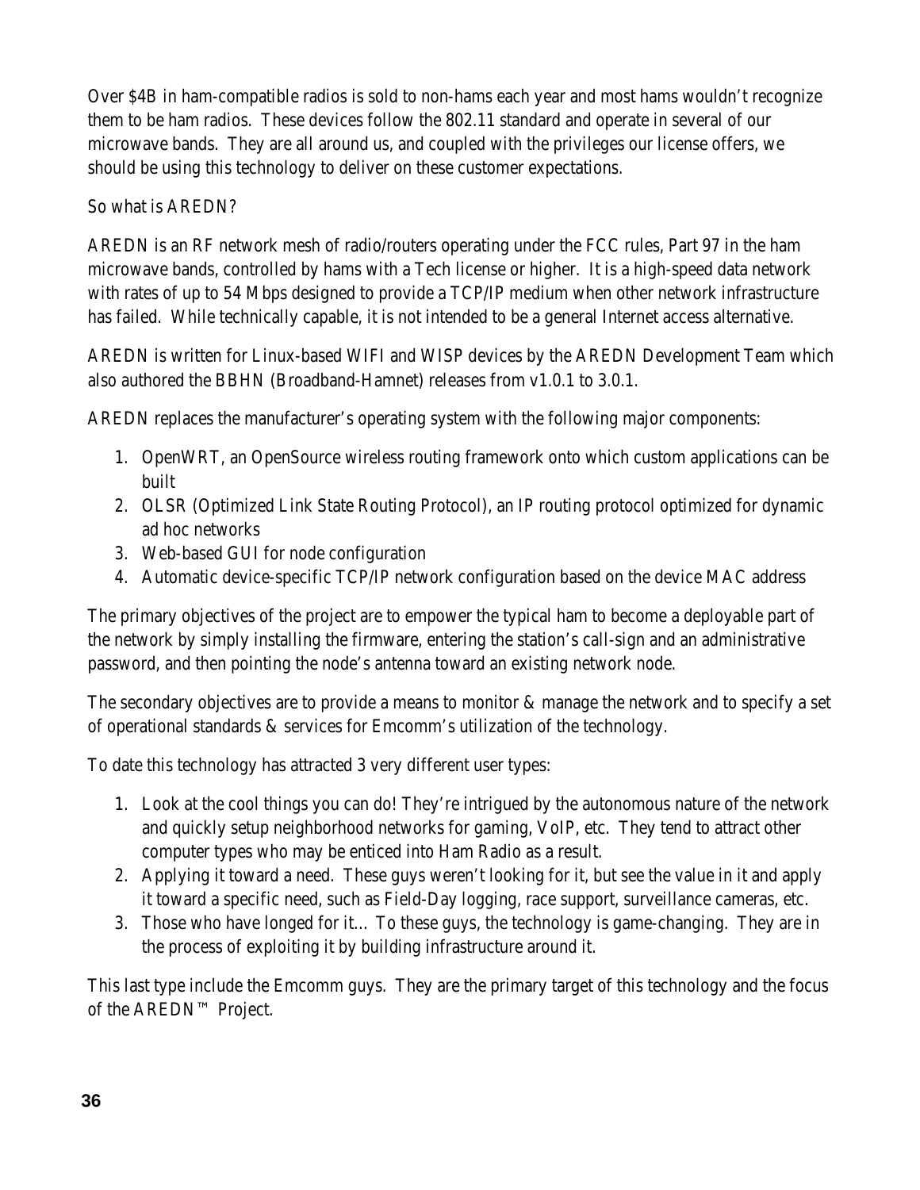Over $4B in ham-compatible radios is sold to non-hams each year and most hams wouldn't recognize them to be ham radios. These devices follow the 802.11 standard and operate in several of our microwave bands. They are all around us, and coupled with the privileges our license offers, we should be using this technology to deliver on these customer expectations.

So what is AREDN?

AREDN is an RF network mesh of radio/routers operating under the FCC rules, Part 97 in the ham microwave bands, controlled by hams with a Tech license or higher. It is a high-speed data network with rates of up to 54 Mbps designed to provide a TCP/IP medium when other network infrastructure has failed. While technically capable, it is not intended to be a general Internet access alternative.

AREDN is written for Linux-based WIFI and WISP devices by the AREDN Development Team which also authored the BBHN (Broadband-Hamnet) releases from v1.0.1 to 3.0.1.

AREDN replaces the manufacturer's operating system with the following major components:

1. OpenWRT, an OpenSource wireless routing framework onto which custom applications can be built
2. OLSR (Optimized Link State Routing Protocol), an IP routing protocol optimized for dynamic ad hoc networks
3. Web-based GUI for node configuration
4. Automatic device-specific TCP/IP network configuration based on the device MAC address

The primary objectives of the project are to empower the typical ham to become a deployable part of the network by simply installing the firmware, entering the station's call-sign and an administrative password, and then pointing the node's antenna toward an existing network node.

The secondary objectives are to provide a means to monitor & manage the network and to specify a set of operational standards & services for Emcomm's utilization of the technology.

To date this technology has attracted 3 very different user types:

1. Look at the cool things you can do! They're intrigued by the autonomous nature of the network and quickly setup neighborhood networks for gaming, VoIP, etc. They tend to attract other computer types who may be enticed into Ham Radio as a result.
2. Applying it toward a need. These guys weren't looking for it, but see the value in it and apply it toward a specific need, such as Field-Day logging, race support, surveillance cameras, etc.
3. Those who have longed for it… To these guys, the technology is game-changing. They are in the process of exploiting it by building infrastructure around it.

This last type include the Emcomm guys. They are the primary target of this technology and the focus of the AREDN™ Project.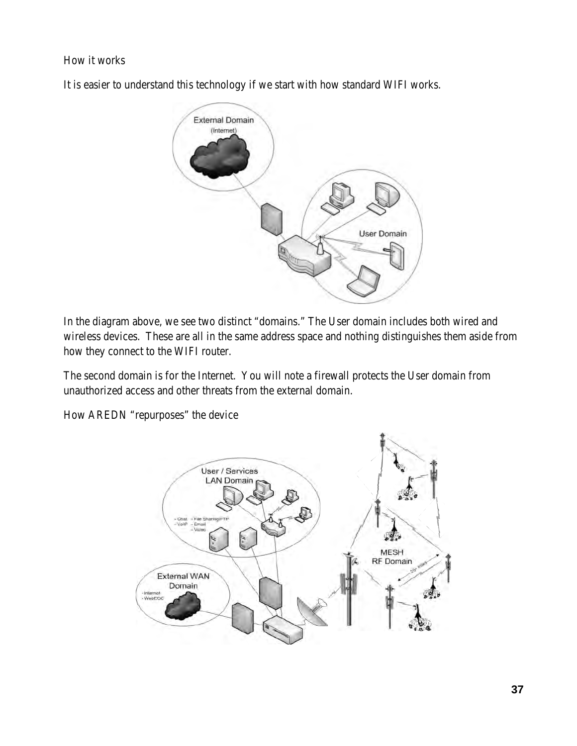How it works

It is easier to understand this technology if we start with how standard WIFI works.

In the diagram above, we see two distinct "domains." The User domain includes both wired and wireless devices. These are all in the same address space and nothing distinguishes them aside from how they connect to the WIFI router.

The second domain is for the Internet. You will note a firewall protects the User domain from unauthorized access and other threats from the external domain.

How AREDN "repurposes" the device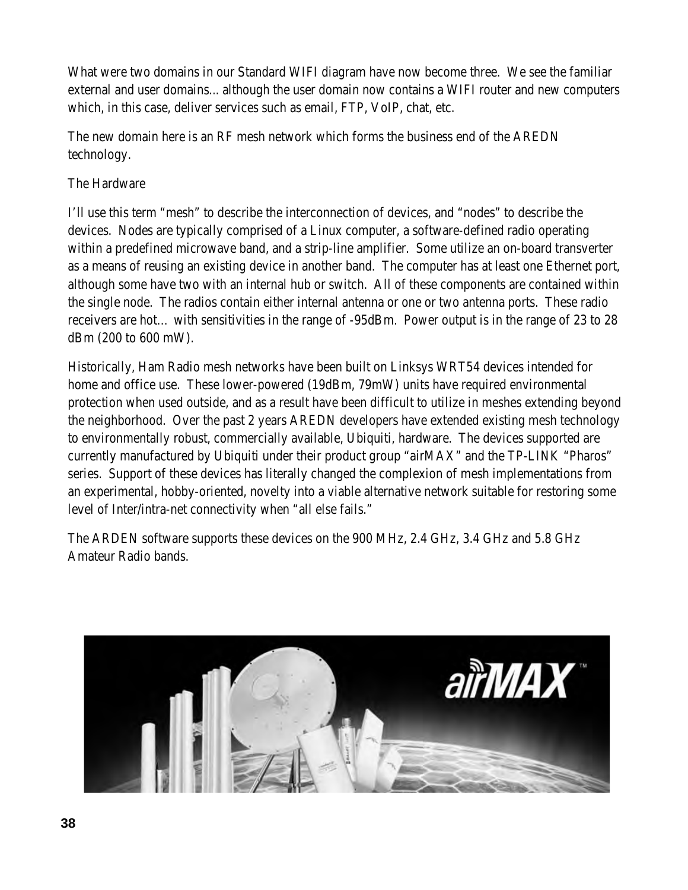What were two domains in our Standard WIFI diagram have now become three. We see the familiar external and user domains... although the user domain now contains a WIFI router and new computers which, in this case, deliver services such as email, FTP, VoIP, chat, etc.

The new domain here is an RF mesh network which forms the business end of the AREDN technology.

The Hardware

I'll use this term "mesh" to describe the interconnection of devices, and "nodes" to describe the devices. Nodes are typically comprised of a Linux computer, a software-defined radio operating within a predefined microwave band, and a strip-line amplifier. Some utilize an on-board transverter as a means of reusing an existing device in another band. The computer has at least one Ethernet port, although some have two with an internal hub or switch. All of these components are contained within the single node. The radios contain either internal antenna or one or two antenna ports. These radio receivers are hot... with sensitivities in the range of -95dBm. Power output is in the range of 23 to 28 dBm (200 to 600 mW).

Historically, Ham Radio mesh networks have been built on Linksys WRT54 devices intended for home and office use. These lower-powered (19dBm, 79mW) units have required environmental protection when used outside, and as a result have been difficult to utilize in meshes extending beyond the neighborhood. Over the past 2 years AREDN developers have extended existing mesh technology to environmentally robust, commercially available, Ubiquiti, hardware. The devices supported are currently manufactured by Ubiquiti under their product group "airMAX" and the TP-LINK "Pharos" series. Support of these devices has literally changed the complexion of mesh implementations from an experimental, hobby-oriented, novelty into a viable alternative network suitable for restoring some level of Inter/intra-net connectivity when "all else fails."

The ARDEN software supports these devices on the 900 MHz, 2.4 GHz, 3.4 GHz and 5.8 GHz Amateur Radio bands.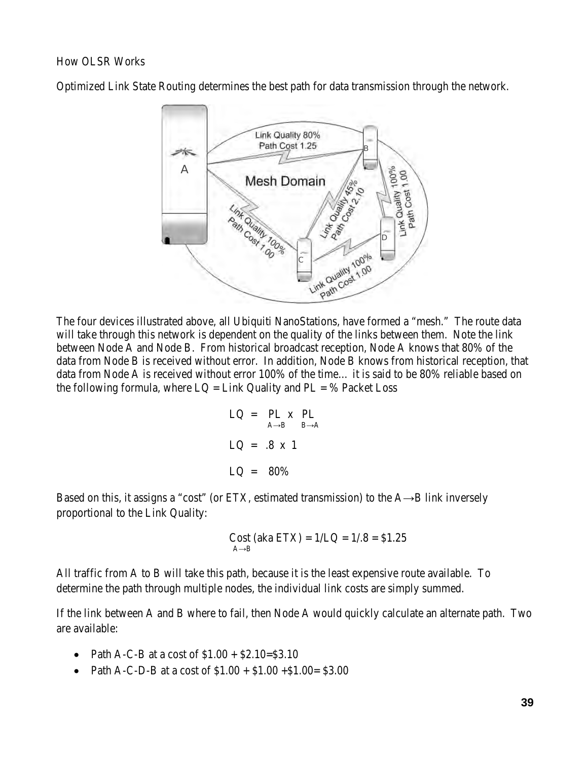How OLSR Works

Optimized Link State Routing determines the best path for data transmission through the network.

The four devices illustrated above, all Ubiquiti NanoStations, have formed a "mesh." The route data will take through this network is dependent on the quality of the links between them. Note the link between Node A and Node B. From historical broadcast reception, Node A knows that 80% of the data from Node B is received without error. In addition, Node B knows from historical reception, that data from Node A is received without error 100% of the time… it is said to be 80% reliable based on the following formula, where LQ = Link Quality and PL = % Packet Loss

$$LQ = PL_{A \rightarrow B} \times PL_{B \rightarrow A}$$

$$LQ = .8 \times 1$$

$$LQ = 80\%$$

Based on this, it assigns a "cost" (or ETX, estimated transmission) to the A→B link inversely proportional to the Link Quality:

$$Cost_{A \rightarrow B} \text{ (aka ETX)} = 1/LQ = 1/.8 = \$1.25$$

All traffic from A to B will take this path, because it is the least expensive route available. To determine the path through multiple nodes, the individual link costs are simply summed.

If the link between A and B where to fail, then Node A would quickly calculate an alternate path. Two are available:

- Path A-C-B at a cost of \$1.00 + \$2.10=\$3.10
- Path A-C-D-B at a cost of \$1.00 + \$1.00 +\$1.00= \$3.00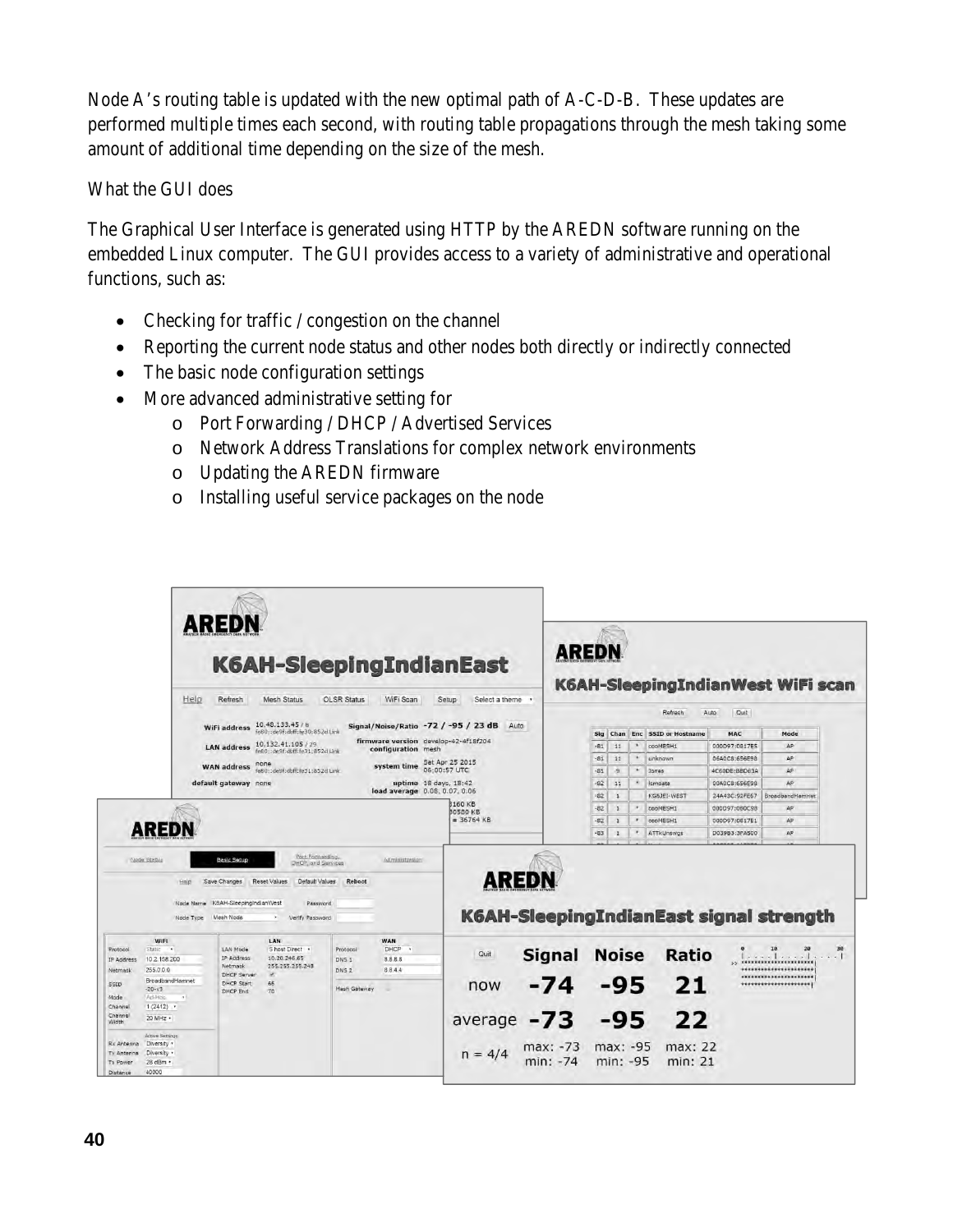Node A's routing table is updated with the new optimal path of A-C-D-B. These updates are performed multiple times each second, with routing table propagations through the mesh taking some amount of additional time depending on the size of the mesh.

What the GUI does

The Graphical User Interface is generated using HTTP by the AREDN software running on the embedded Linux computer. The GUI provides access to a variety of administrative and operational functions, such as:

- Checking for traffic / congestion on the channel
- Reporting the current node status and other nodes both directly or indirectly connected
- The basic node configuration settings
- More advanced administrative setting for
  - Port Forwarding / DHCP / Advertised Services
  - Network Address Translations for complex network environments
  - Updating the AREDN firmware
  - Installing useful service packages on the node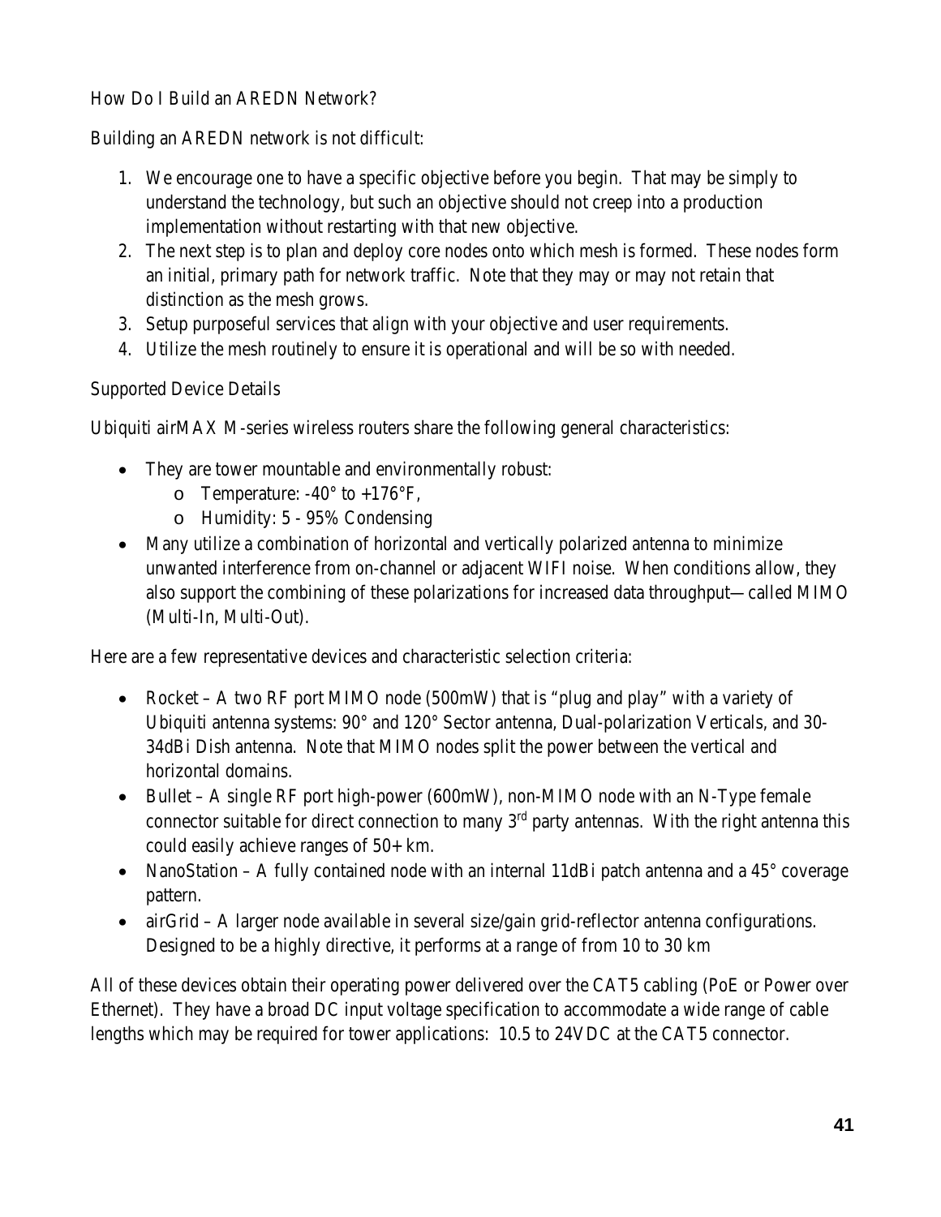## How Do I Build an AREDN Network?

Building an AREDN network is not difficult:

1. We encourage one to have a specific objective before you begin. That may be simply to understand the technology, but such an objective should not creep into a production implementation without restarting with that new objective.
2. The next step is to plan and deploy core nodes onto which mesh is formed. These nodes form an initial, primary path for network traffic. Note that they may or may not retain that distinction as the mesh grows.
3. Setup purposeful services that align with your objective and user requirements.
4. Utilize the mesh routinely to ensure it is operational and will be so with needed.

## Supported Device Details

Ubiquiti airMAX M-series wireless routers share the following general characteristics:

- They are tower mountable and environmentally robust:
  - Temperature: -40° to +176°F,
  - Humidity: 5 - 95% Condensing
- Many utilize a combination of horizontal and vertically polarized antenna to minimize unwanted interference from on-channel or adjacent WIFI noise. When conditions allow, they also support the combining of these polarizations for increased data throughput—called MIMO (Multi-In, Multi-Out).

Here are a few representative devices and characteristic selection criteria:

- Rocket – A two RF port MIMO node (500mW) that is "plug and play" with a variety of Ubiquiti antenna systems: 90° and 120° Sector antenna, Dual-polarization Verticals, and 30-34dBi Dish antenna. Note that MIMO nodes split the power between the vertical and horizontal domains.
- Bullet – A single RF port high-power (600mW), non-MIMO node with an N-Type female connector suitable for direct connection to many 3rd party antennas. With the right antenna this could easily achieve ranges of 50+ km.
- NanoStation – A fully contained node with an internal 11dBi patch antenna and a 45° coverage pattern.
- airGrid – A larger node available in several size/gain grid-reflector antenna configurations. Designed to be a highly directive, it performs at a range of from 10 to 30 km

All of these devices obtain their operating power delivered over the CAT5 cabling (PoE or Power over Ethernet). They have a broad DC input voltage specification to accommodate a wide range of cable lengths which may be required for tower applications: 10.5 to 24VDC at the CAT5 connector.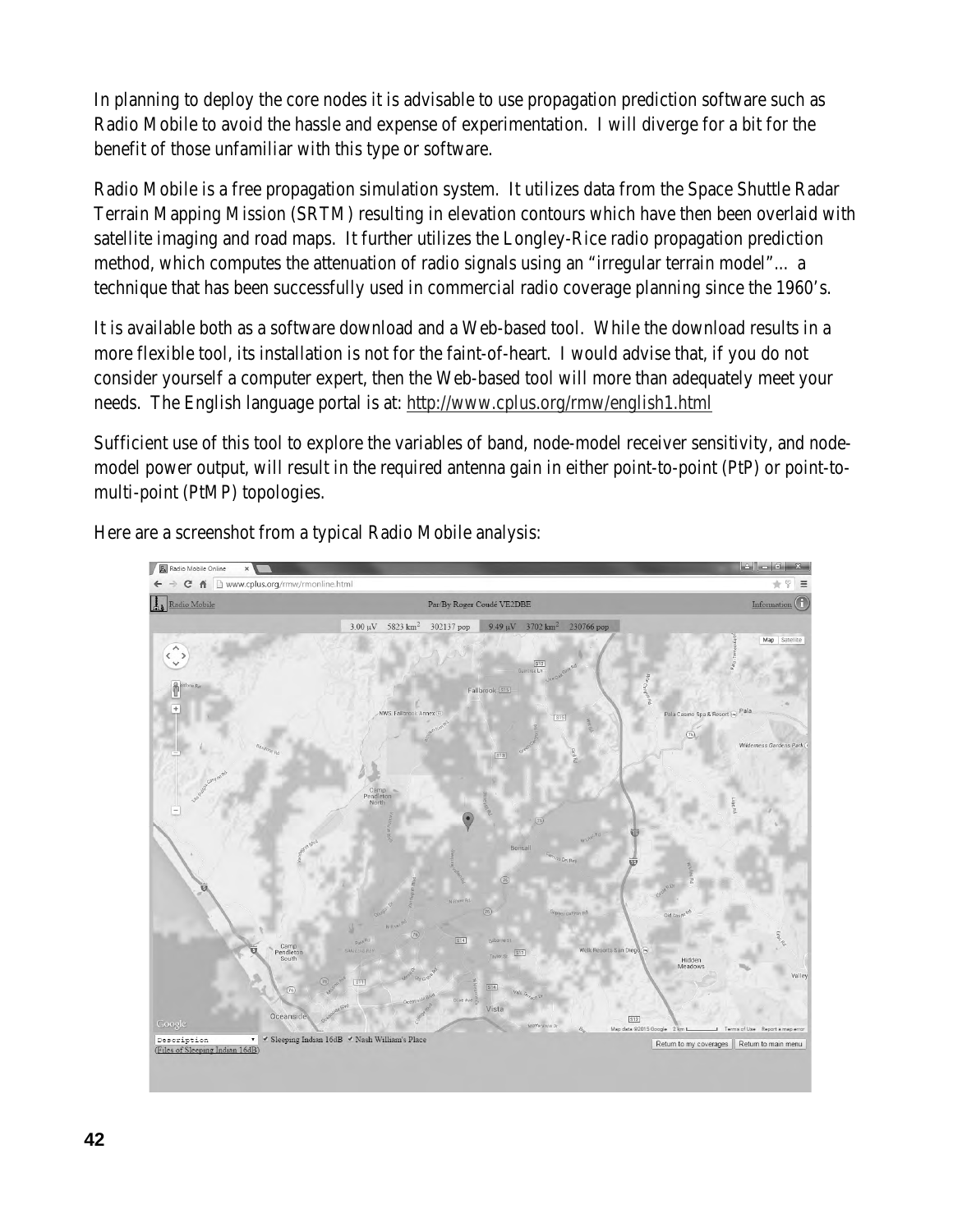In planning to deploy the core nodes it is advisable to use propagation prediction software such as Radio Mobile to avoid the hassle and expense of experimentation. I will diverge for a bit for the benefit of those unfamiliar with this type or software.

Radio Mobile is a free propagation simulation system. It utilizes data from the Space Shuttle Radar Terrain Mapping Mission (SRTM) resulting in elevation contours which have then been overlaid with satellite imaging and road maps. It further utilizes the Longley-Rice radio propagation prediction method, which computes the attenuation of radio signals using an "irregular terrain model"… a technique that has been successfully used in commercial radio coverage planning since the 1960's.

It is available both as a software download and a Web-based tool. While the download results in a more flexible tool, its installation is not for the faint-of-heart. I would advise that, if you do not consider yourself a computer expert, then the Web-based tool will more than adequately meet your needs. The English language portal is at: http://www.cplus.org/rmw/english1.html

Sufficient use of this tool to explore the variables of band, node-model receiver sensitivity, and node-model power output, will result in the required antenna gain in either point-to-point (PtP) or point-to-multi-point (PtMP) topologies.

Here are a screenshot from a typical Radio Mobile analysis: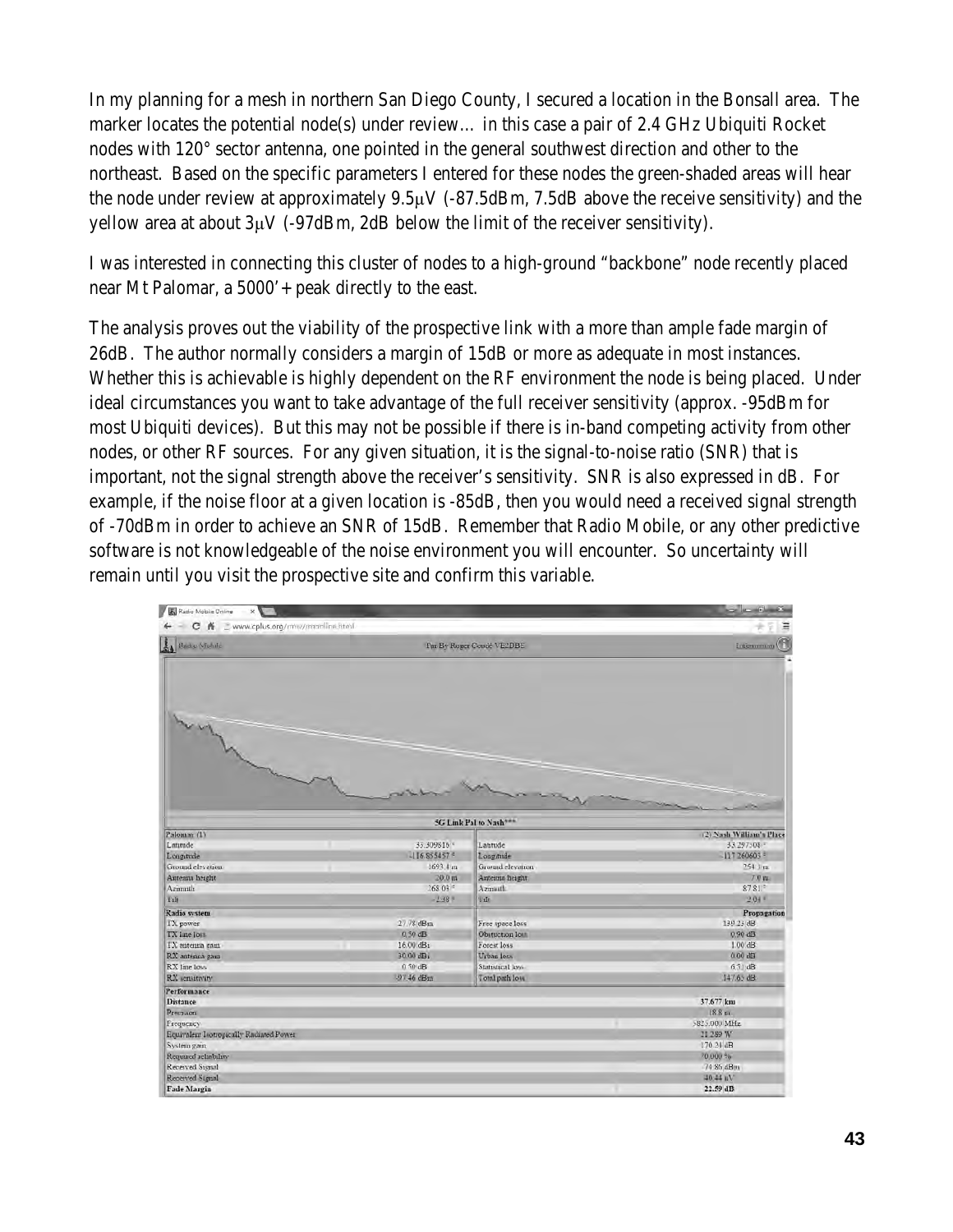In my planning for a mesh in northern San Diego County, I secured a location in the Bonsall area. The marker locates the potential node(s) under review… in this case a pair of 2.4 GHz Ubiquiti Rocket nodes with 120° sector antenna, one pointed in the general southwest direction and other to the northeast. Based on the specific parameters I entered for these nodes the green-shaded areas will hear the node under review at approximately 9.5µV (-87.5dBm, 7.5dB above the receive sensitivity) and the yellow area at about 3µV (-97dBm, 2dB below the limit of the receiver sensitivity).

I was interested in connecting this cluster of nodes to a high-ground "backbone" node recently placed near Mt Palomar, a 5000'+ peak directly to the east.

The analysis proves out the viability of the prospective link with a more than ample fade margin of 26dB. The author normally considers a margin of 15dB or more as adequate in most instances. Whether this is achievable is highly dependent on the RF environment the node is being placed. Under ideal circumstances you want to take advantage of the full receiver sensitivity (approx. -95dBm for most Ubiquiti devices). But this may not be possible if there is in-band competing activity from other nodes, or other RF sources. For any given situation, it is the signal-to-noise ratio (SNR) that is important, not the signal strength above the receiver's sensitivity. SNR is also expressed in dB. For example, if the noise floor at a given location is -85dB, then you would need a received signal strength of -70dBm in order to achieve an SNR of 15dB. Remember that Radio Mobile, or any other predictive software is not knowledgeable of the noise environment you will encounter. So uncertainty will remain until you visit the prospective site and confirm this variable.

**5G Link Pal to Nash***\***

| Palomar (1) | | (2) Nash William's Place | |
|---|---|---|---|
| Latitude | 33.309816° | Latitude | 33.297508° |
| Longitude | -116.855457° | Longitude | -117.260603° |
| Ground elevation | 1693.1 m | Ground elevation | 254.1 m |
| Antenna height | 20.0 m | Antenna height | 7.0 m |
| Azimuth | 268.03° | Azimuth | 87.81° |
| Tilt | -2.38° | Tilt | 2.04° |
| **Radio system** | | | **Propagation** |
| TX power | 27.78 dBm | Free space loss | 139.23 dB |
| TX line loss | 0.50 dB | Obstruction loss | 0.90 dB |
| TX antenna gain | 16.00 dBi | Forest loss | 1.00 dB |
| RX antenna gain | 30.00 dBi | Urban loss | 0.00 dB |
| RX line loss | 0.50 dB | Statistical loss | 6.51 dB |
| RX sensitivity | -97.46 dBm | Total path loss | 147.65 dB |

| Performance | |
|---|---|
| Distance | 37.677 km |
| Precision | 18.8 m |
| Frequency | 5825.000 MHz |
| Equivalent Isotropically Radiated Power | 21.289 W |
| System gain | 170.24 dB |
| Required reliability | 70.000 % |
| Received Signal | -74.86 dBm |
| Received Signal | 40.44 µV |
| **Fade Margin** | **22.59 dB** |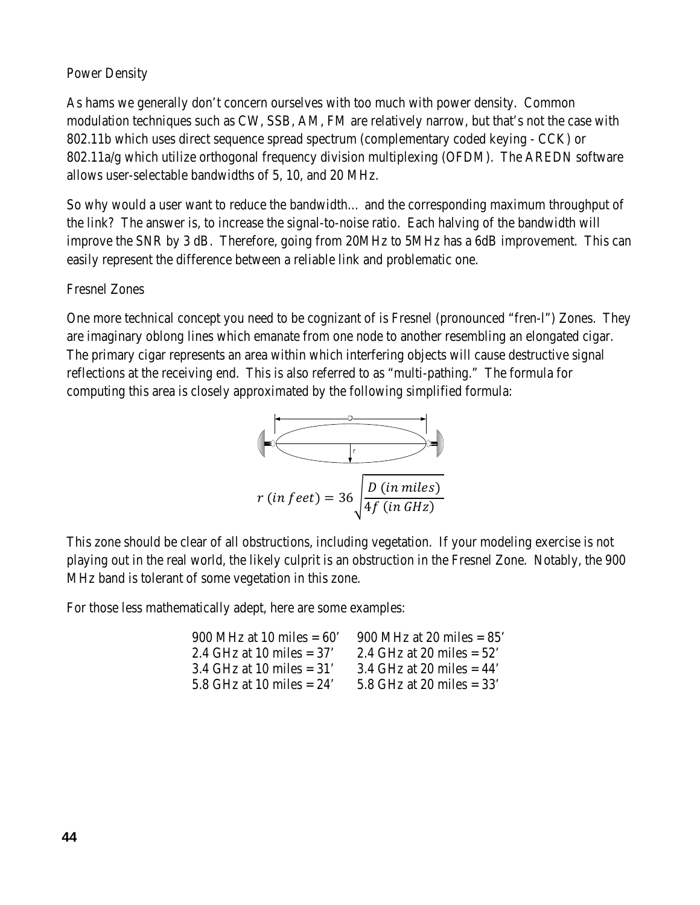## Power Density

As hams we generally don't concern ourselves with too much with power density. Common modulation techniques such as CW, SSB, AM, FM are relatively narrow, but that's not the case with 802.11b which uses direct sequence spread spectrum (complementary coded keying - CCK) or 802.11a/g which utilize orthogonal frequency division multiplexing (OFDM). The AREDN software allows user-selectable bandwidths of 5, 10, and 20 MHz.

So why would a user want to reduce the bandwidth… and the corresponding maximum throughput of the link? The answer is, to increase the signal-to-noise ratio. Each halving of the bandwidth will improve the SNR by 3 dB. Therefore, going from 20MHz to 5MHz has a 6dB improvement. This can easily represent the difference between a reliable link and problematic one.

## Fresnel Zones

One more technical concept you need to be cognizant of is Fresnel (pronounced "fren-l") Zones. They are imaginary oblong lines which emanate from one node to another resembling an elongated cigar. The primary cigar represents an area within which interfering objects will cause destructive signal reflections at the receiving end. This is also referred to as "multi-pathing." The formula for computing this area is closely approximated by the following simplified formula:

$$r\ (in\ feet) = 36\sqrt{\frac{D\ (in\ miles)}{4f\ (in\ GHz)}}$$

This zone should be clear of all obstructions, including vegetation. If your modeling exercise is not playing out in the real world, the likely culprit is an obstruction in the Fresnel Zone. Notably, the 900 MHz band is tolerant of some vegetation in this zone.

For those less mathematically adept, here are some examples:

| | |
|---|---|
| 900 MHz at 10 miles = 60' | 900 MHz at 20 miles = 85' |
| 2.4 GHz at 10 miles = 37' | 2.4 GHz at 20 miles = 52' |
| 3.4 GHz at 10 miles = 31' | 3.4 GHz at 20 miles = 44' |
| 5.8 GHz at 10 miles = 24' | 5.8 GHz at 20 miles = 33' |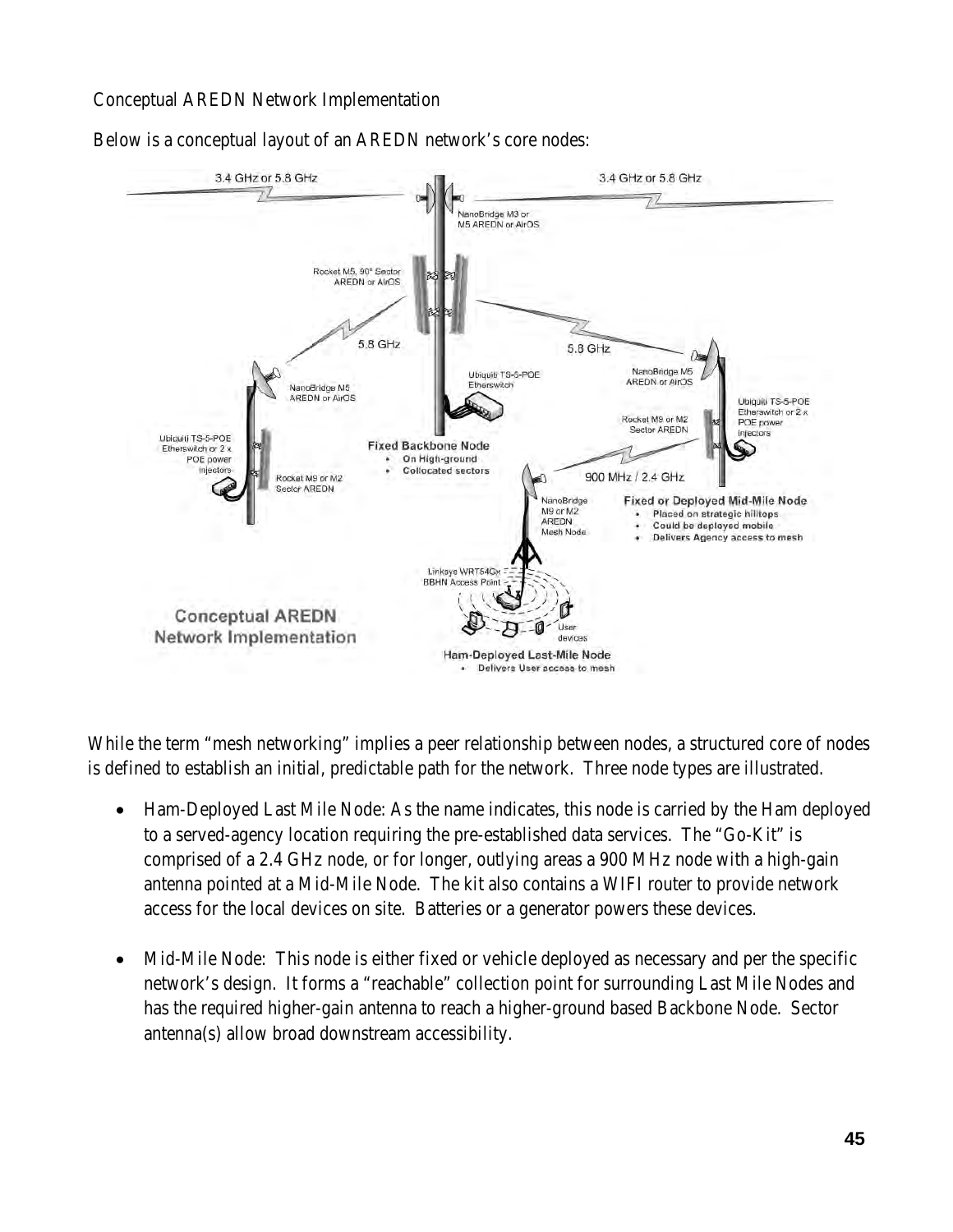Conceptual AREDN Network Implementation

Below is a conceptual layout of an AREDN network's core nodes:

While the term "mesh networking" implies a peer relationship between nodes, a structured core of nodes is defined to establish an initial, predictable path for the network. Three node types are illustrated.

- Ham-Deployed Last Mile Node: As the name indicates, this node is carried by the Ham deployed to a served-agency location requiring the pre-established data services. The "Go-Kit" is comprised of a 2.4 GHz node, or for longer, outlying areas a 900 MHz node with a high-gain antenna pointed at a Mid-Mile Node. The kit also contains a WIFI router to provide network access for the local devices on site. Batteries or a generator powers these devices.

- Mid-Mile Node: This node is either fixed or vehicle deployed as necessary and per the specific network's design. It forms a "reachable" collection point for surrounding Last Mile Nodes and has the required higher-gain antenna to reach a higher-ground based Backbone Node. Sector antenna(s) allow broad downstream accessibility.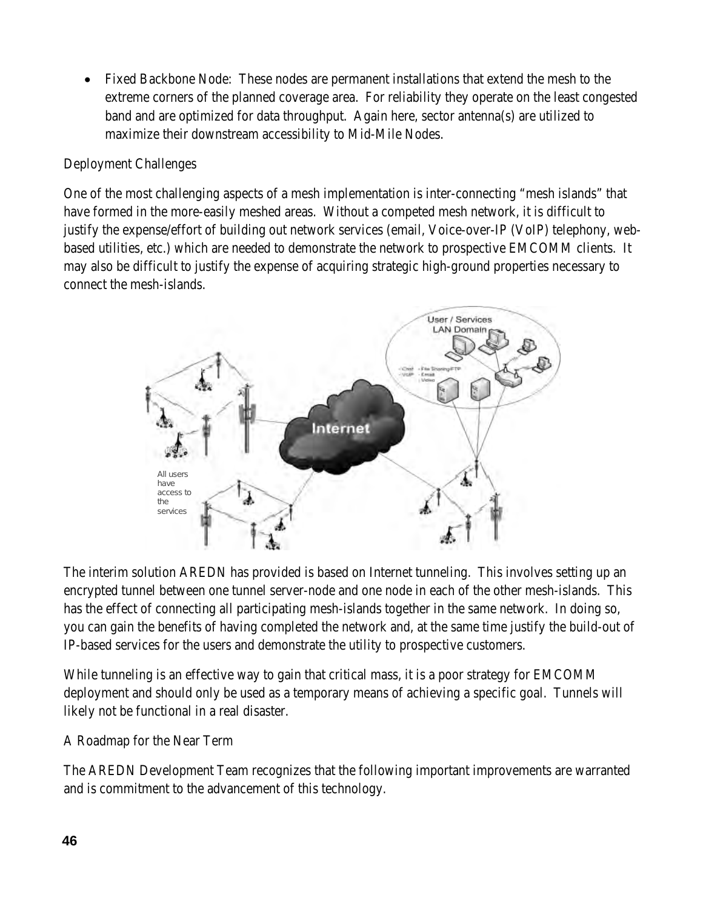- Fixed Backbone Node: These nodes are permanent installations that extend the mesh to the extreme corners of the planned coverage area. For reliability they operate on the least congested band and are optimized for data throughput. Again here, sector antenna(s) are utilized to maximize their downstream accessibility to Mid-Mile Nodes.

## Deployment Challenges

One of the most challenging aspects of a mesh implementation is inter-connecting "mesh islands" that have formed in the more-easily meshed areas. Without a competed mesh network, it is difficult to justify the expense/effort of building out network services (email, Voice-over-IP (VoIP) telephony, web-based utilities, etc.) which are needed to demonstrate the network to prospective EMCOMM clients. It may also be difficult to justify the expense of acquiring strategic high-ground properties necessary to connect the mesh-islands.

The interim solution AREDN has provided is based on Internet tunneling. This involves setting up an encrypted tunnel between one tunnel server-node and one node in each of the other mesh-islands. This has the effect of connecting all participating mesh-islands together in the same network. In doing so, you can gain the benefits of having completed the network and, at the same time justify the build-out of IP-based services for the users and demonstrate the utility to prospective customers.

While tunneling is an effective way to gain that critical mass, it is a poor strategy for EMCOMM deployment and should only be used as a temporary means of achieving a specific goal. Tunnels will likely not be functional in a real disaster.

## A Roadmap for the Near Term

The AREDN Development Team recognizes that the following important improvements are warranted and is commitment to the advancement of this technology.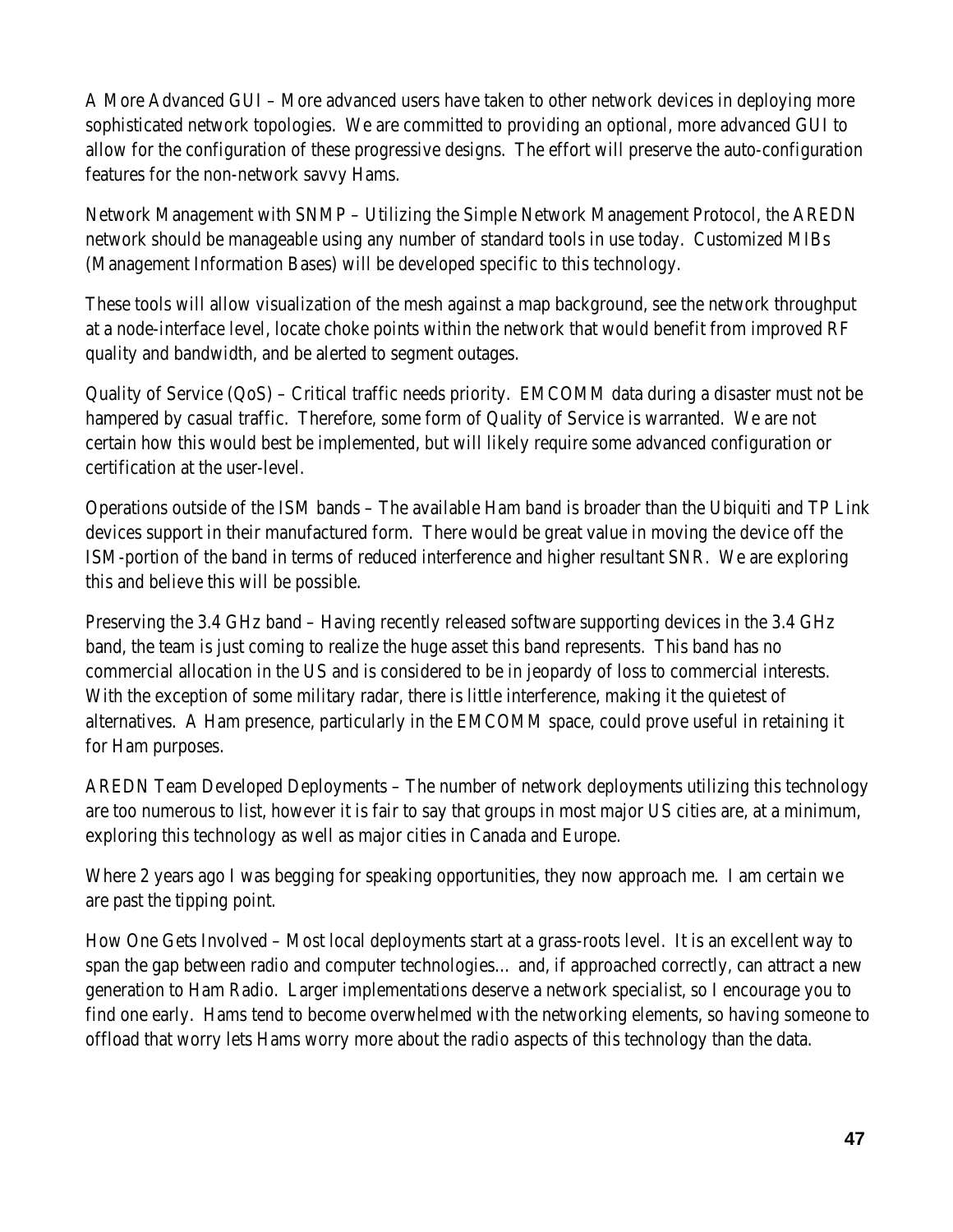A More Advanced GUI – More advanced users have taken to other network devices in deploying more sophisticated network topologies. We are committed to providing an optional, more advanced GUI to allow for the configuration of these progressive designs. The effort will preserve the auto-configuration features for the non-network savvy Hams.

Network Management with SNMP – Utilizing the Simple Network Management Protocol, the AREDN network should be manageable using any number of standard tools in use today. Customized MIBs (Management Information Bases) will be developed specific to this technology.

These tools will allow visualization of the mesh against a map background, see the network throughput at a node-interface level, locate choke points within the network that would benefit from improved RF quality and bandwidth, and be alerted to segment outages.

Quality of Service (QoS) – Critical traffic needs priority. EMCOMM data during a disaster must not be hampered by casual traffic. Therefore, some form of Quality of Service is warranted. We are not certain how this would best be implemented, but will likely require some advanced configuration or certification at the user-level.

Operations outside of the ISM bands – The available Ham band is broader than the Ubiquiti and TP Link devices support in their manufactured form. There would be great value in moving the device off the ISM-portion of the band in terms of reduced interference and higher resultant SNR. We are exploring this and believe this will be possible.

Preserving the 3.4 GHz band – Having recently released software supporting devices in the 3.4 GHz band, the team is just coming to realize the huge asset this band represents. This band has no commercial allocation in the US and is considered to be in jeopardy of loss to commercial interests. With the exception of some military radar, there is little interference, making it the quietest of alternatives. A Ham presence, particularly in the EMCOMM space, could prove useful in retaining it for Ham purposes.

AREDN Team Developed Deployments – The number of network deployments utilizing this technology are too numerous to list, however it is fair to say that groups in most major US cities are, at a minimum, exploring this technology as well as major cities in Canada and Europe.

Where 2 years ago I was begging for speaking opportunities, they now approach me. I am certain we are past the tipping point.

How One Gets Involved – Most local deployments start at a grass-roots level. It is an excellent way to span the gap between radio and computer technologies… and, if approached correctly, can attract a new generation to Ham Radio. Larger implementations deserve a network specialist, so I encourage you to find one early. Hams tend to become overwhelmed with the networking elements, so having someone to offload that worry lets Hams worry more about the radio aspects of this technology than the data.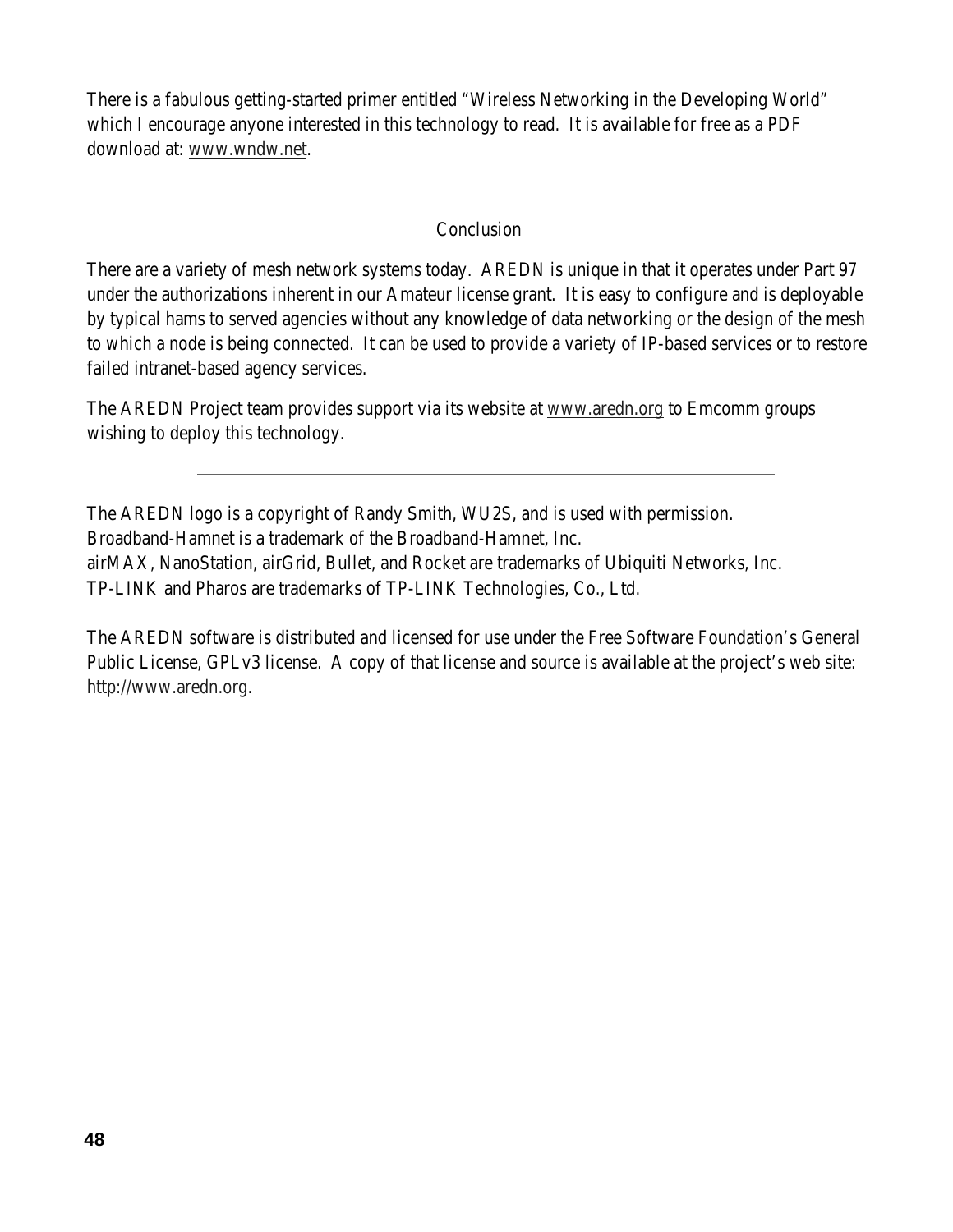There is a fabulous getting-started primer entitled "Wireless Networking in the Developing World" which I encourage anyone interested in this technology to read. It is available for free as a PDF download at: www.wndw.net.

## Conclusion

There are a variety of mesh network systems today. AREDN is unique in that it operates under Part 97 under the authorizations inherent in our Amateur license grant. It is easy to configure and is deployable by typical hams to served agencies without any knowledge of data networking or the design of the mesh to which a node is being connected. It can be used to provide a variety of IP-based services or to restore failed intranet-based agency services.

The AREDN Project team provides support via its website at www.aredn.org to Emcomm groups wishing to deploy this technology.

---

The AREDN logo is a copyright of Randy Smith, WU2S, and is used with permission.
Broadband-Hamnet is a trademark of the Broadband-Hamnet, Inc.
airMAX, NanoStation, airGrid, Bullet, and Rocket are trademarks of Ubiquiti Networks, Inc.
TP-LINK and Pharos are trademarks of TP-LINK Technologies, Co., Ltd.

The AREDN software is distributed and licensed for use under the Free Software Foundation's General Public License, GPLv3 license. A copy of that license and source is available at the project's web site: http://www.aredn.org.